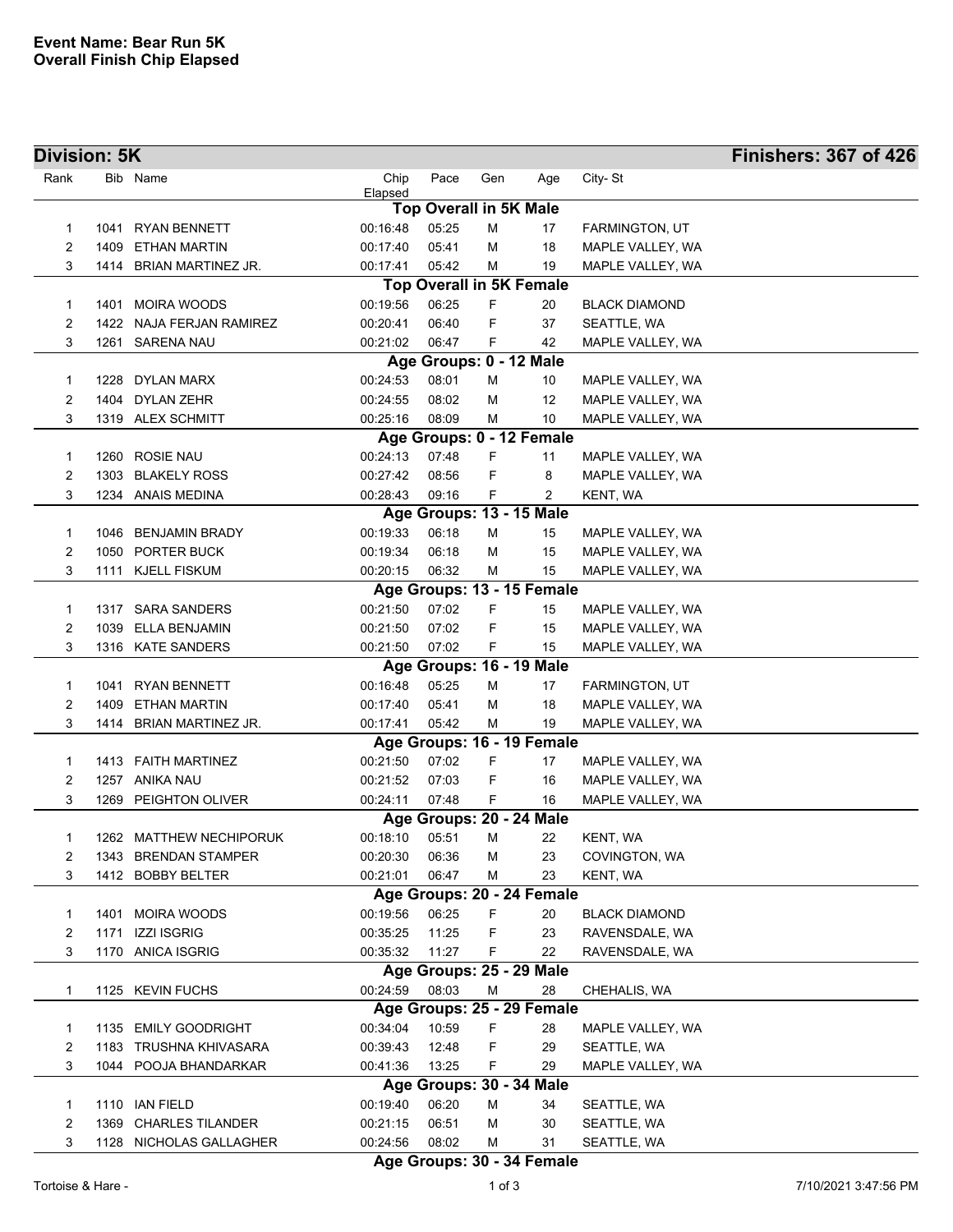**Event Name: Bear Run 5K**
**Overall Finish Chip Elapsed**

## Division: 5K — Finishers: 367 of 426

| Rank | Bib | Name | Chip Elapsed | Pace | Gen | Age | City- St |
|---|---|---|---|---|---|---|---|
| | | **Top Overall in 5K Male** | | | | | |
| 1 | 1041 | RYAN BENNETT | 00:16:48 | 05:25 | M | 17 | FARMINGTON, UT |
| 2 | 1409 | ETHAN MARTIN | 00:17:40 | 05:41 | M | 18 | MAPLE VALLEY, WA |
| 3 | 1414 | BRIAN MARTINEZ JR. | 00:17:41 | 05:42 | M | 19 | MAPLE VALLEY, WA |
| | | **Top Overall in 5K Female** | | | | | |
| 1 | 1401 | MOIRA WOODS | 00:19:56 | 06:25 | F | 20 | BLACK DIAMOND |
| 2 | 1422 | NAJA FERJAN RAMIREZ | 00:20:41 | 06:40 | F | 37 | SEATTLE, WA |
| 3 | 1261 | SARENA NAU | 00:21:02 | 06:47 | F | 42 | MAPLE VALLEY, WA |
| | | **Age Groups: 0 - 12 Male** | | | | | |
| 1 | 1228 | DYLAN MARX | 00:24:53 | 08:01 | M | 10 | MAPLE VALLEY, WA |
| 2 | 1404 | DYLAN ZEHR | 00:24:55 | 08:02 | M | 12 | MAPLE VALLEY, WA |
| 3 | 1319 | ALEX SCHMITT | 00:25:16 | 08:09 | M | 10 | MAPLE VALLEY, WA |
| | | **Age Groups: 0 - 12 Female** | | | | | |
| 1 | 1260 | ROSIE NAU | 00:24:13 | 07:48 | F | 11 | MAPLE VALLEY, WA |
| 2 | 1303 | BLAKELY ROSS | 00:27:42 | 08:56 | F | 8 | MAPLE VALLEY, WA |
| 3 | 1234 | ANAIS MEDINA | 00:28:43 | 09:16 | F | 2 | KENT, WA |
| | | **Age Groups: 13 - 15 Male** | | | | | |
| 1 | 1046 | BENJAMIN BRADY | 00:19:33 | 06:18 | M | 15 | MAPLE VALLEY, WA |
| 2 | 1050 | PORTER BUCK | 00:19:34 | 06:18 | M | 15 | MAPLE VALLEY, WA |
| 3 | 1111 | KJELL FISKUM | 00:20:15 | 06:32 | M | 15 | MAPLE VALLEY, WA |
| | | **Age Groups: 13 - 15 Female** | | | | | |
| 1 | 1317 | SARA SANDERS | 00:21:50 | 07:02 | F | 15 | MAPLE VALLEY, WA |
| 2 | 1039 | ELLA BENJAMIN | 00:21:50 | 07:02 | F | 15 | MAPLE VALLEY, WA |
| 3 | 1316 | KATE SANDERS | 00:21:50 | 07:02 | F | 15 | MAPLE VALLEY, WA |
| | | **Age Groups: 16 - 19 Male** | | | | | |
| 1 | 1041 | RYAN BENNETT | 00:16:48 | 05:25 | M | 17 | FARMINGTON, UT |
| 2 | 1409 | ETHAN MARTIN | 00:17:40 | 05:41 | M | 18 | MAPLE VALLEY, WA |
| 3 | 1414 | BRIAN MARTINEZ JR. | 00:17:41 | 05:42 | M | 19 | MAPLE VALLEY, WA |
| | | **Age Groups: 16 - 19 Female** | | | | | |
| 1 | 1413 | FAITH MARTINEZ | 00:21:50 | 07:02 | F | 17 | MAPLE VALLEY, WA |
| 2 | 1257 | ANIKA NAU | 00:21:52 | 07:03 | F | 16 | MAPLE VALLEY, WA |
| 3 | 1269 | PEIGHTON OLIVER | 00:24:11 | 07:48 | F | 16 | MAPLE VALLEY, WA |
| | | **Age Groups: 20 - 24 Male** | | | | | |
| 1 | 1262 | MATTHEW NECHIPORUK | 00:18:10 | 05:51 | M | 22 | KENT, WA |
| 2 | 1343 | BRENDAN STAMPER | 00:20:30 | 06:36 | M | 23 | COVINGTON, WA |
| 3 | 1412 | BOBBY BELTER | 00:21:01 | 06:47 | M | 23 | KENT, WA |
| | | **Age Groups: 20 - 24 Female** | | | | | |
| 1 | 1401 | MOIRA WOODS | 00:19:56 | 06:25 | F | 20 | BLACK DIAMOND |
| 2 | 1171 | IZZI ISGRIG | 00:35:25 | 11:25 | F | 23 | RAVENSDALE, WA |
| 3 | 1170 | ANICA ISGRIG | 00:35:32 | 11:27 | F | 22 | RAVENSDALE, WA |
| | | **Age Groups: 25 - 29 Male** | | | | | |
| 1 | 1125 | KEVIN FUCHS | 00:24:59 | 08:03 | M | 28 | CHEHALIS, WA |
| | | **Age Groups: 25 - 29 Female** | | | | | |
| 1 | 1135 | EMILY GOODRIGHT | 00:34:04 | 10:59 | F | 28 | MAPLE VALLEY, WA |
| 2 | 1183 | TRUSHNA KHIVASARA | 00:39:43 | 12:48 | F | 29 | SEATTLE, WA |
| 3 | 1044 | POOJA BHANDARKAR | 00:41:36 | 13:25 | F | 29 | MAPLE VALLEY, WA |
| | | **Age Groups: 30 - 34 Male** | | | | | |
| 1 | 1110 | IAN FIELD | 00:19:40 | 06:20 | M | 34 | SEATTLE, WA |
| 2 | 1369 | CHARLES TILANDER | 00:21:15 | 06:51 | M | 30 | SEATTLE, WA |
| 3 | 1128 | NICHOLAS GALLAGHER | 00:24:56 | 08:02 | M | 31 | SEATTLE, WA |
| | | **Age Groups: 30 - 34 Female** | | | | | |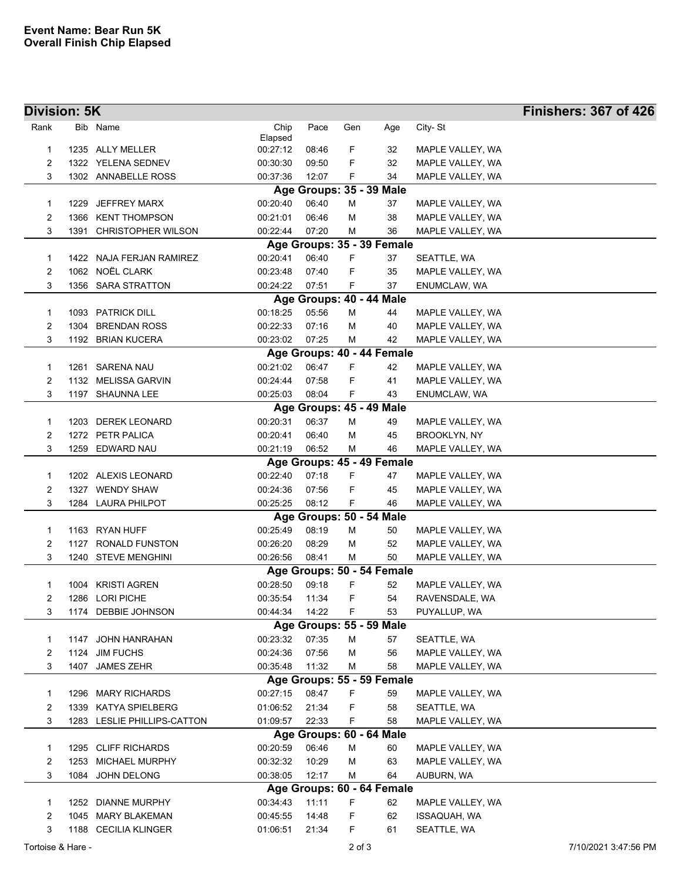**Event Name: Bear Run 5K**
**Overall Finish Chip Elapsed**

## Division: 5K

**Finishers: 367 of 426**

| Rank | Bib | Name | Chip Elapsed | Pace | Gen | Age | City- St |
|---|---|---|---|---|---|---|---|
| 1 | 1235 | ALLY MELLER | 00:27:12 | 08:46 | F | 32 | MAPLE VALLEY, WA |
| 2 | 1322 | YELENA SEDNEV | 00:30:30 | 09:50 | F | 32 | MAPLE VALLEY, WA |
| 3 | 1302 | ANNABELLE ROSS | 00:37:36 | 12:07 | F | 34 | MAPLE VALLEY, WA |
| | | **Age Groups: 35 - 39 Male** | | | | | |
| 1 | 1229 | JEFFREY MARX | 00:20:40 | 06:40 | M | 37 | MAPLE VALLEY, WA |
| 2 | 1366 | KENT THOMPSON | 00:21:01 | 06:46 | M | 38 | MAPLE VALLEY, WA |
| 3 | 1391 | CHRISTOPHER WILSON | 00:22:44 | 07:20 | M | 36 | MAPLE VALLEY, WA |
| | | **Age Groups: 35 - 39 Female** | | | | | |
| 1 | 1422 | NAJA FERJAN RAMIREZ | 00:20:41 | 06:40 | F | 37 | SEATTLE, WA |
| 2 | 1062 | NOËL CLARK | 00:23:48 | 07:40 | F | 35 | MAPLE VALLEY, WA |
| 3 | 1356 | SARA STRATTON | 00:24:22 | 07:51 | F | 37 | ENUMCLAW, WA |
| | | **Age Groups: 40 - 44 Male** | | | | | |
| 1 | 1093 | PATRICK DILL | 00:18:25 | 05:56 | M | 44 | MAPLE VALLEY, WA |
| 2 | 1304 | BRENDAN ROSS | 00:22:33 | 07:16 | M | 40 | MAPLE VALLEY, WA |
| 3 | 1192 | BRIAN KUCERA | 00:23:02 | 07:25 | M | 42 | MAPLE VALLEY, WA |
| | | **Age Groups: 40 - 44 Female** | | | | | |
| 1 | 1261 | SARENA NAU | 00:21:02 | 06:47 | F | 42 | MAPLE VALLEY, WA |
| 2 | 1132 | MELISSA GARVIN | 00:24:44 | 07:58 | F | 41 | MAPLE VALLEY, WA |
| 3 | 1197 | SHAUNNA LEE | 00:25:03 | 08:04 | F | 43 | ENUMCLAW, WA |
| | | **Age Groups: 45 - 49 Male** | | | | | |
| 1 | 1203 | DEREK LEONARD | 00:20:31 | 06:37 | M | 49 | MAPLE VALLEY, WA |
| 2 | 1272 | PETR PALICA | 00:20:41 | 06:40 | M | 45 | BROOKLYN, NY |
| 3 | 1259 | EDWARD NAU | 00:21:19 | 06:52 | M | 46 | MAPLE VALLEY, WA |
| | | **Age Groups: 45 - 49 Female** | | | | | |
| 1 | 1202 | ALEXIS LEONARD | 00:22:40 | 07:18 | F | 47 | MAPLE VALLEY, WA |
| 2 | 1327 | WENDY SHAW | 00:24:36 | 07:56 | F | 45 | MAPLE VALLEY, WA |
| 3 | 1284 | LAURA PHILPOT | 00:25:25 | 08:12 | F | 46 | MAPLE VALLEY, WA |
| | | **Age Groups: 50 - 54 Male** | | | | | |
| 1 | 1163 | RYAN HUFF | 00:25:49 | 08:19 | M | 50 | MAPLE VALLEY, WA |
| 2 | 1127 | RONALD FUNSTON | 00:26:20 | 08:29 | M | 52 | MAPLE VALLEY, WA |
| 3 | 1240 | STEVE MENGHINI | 00:26:56 | 08:41 | M | 50 | MAPLE VALLEY, WA |
| | | **Age Groups: 50 - 54 Female** | | | | | |
| 1 | 1004 | KRISTI AGREN | 00:28:50 | 09:18 | F | 52 | MAPLE VALLEY, WA |
| 2 | 1286 | LORI PICHE | 00:35:54 | 11:34 | F | 54 | RAVENSDALE, WA |
| 3 | 1174 | DEBBIE JOHNSON | 00:44:34 | 14:22 | F | 53 | PUYALLUP, WA |
| | | **Age Groups: 55 - 59 Male** | | | | | |
| 1 | 1147 | JOHN HANRAHAN | 00:23:32 | 07:35 | M | 57 | SEATTLE, WA |
| 2 | 1124 | JIM FUCHS | 00:24:36 | 07:56 | M | 56 | MAPLE VALLEY, WA |
| 3 | 1407 | JAMES ZEHR | 00:35:48 | 11:32 | M | 58 | MAPLE VALLEY, WA |
| | | **Age Groups: 55 - 59 Female** | | | | | |
| 1 | 1296 | MARY RICHARDS | 00:27:15 | 08:47 | F | 59 | MAPLE VALLEY, WA |
| 2 | 1339 | KATYA SPIELBERG | 01:06:52 | 21:34 | F | 58 | SEATTLE, WA |
| 3 | 1283 | LESLIE PHILLIPS-CATTON | 01:09:57 | 22:33 | F | 58 | MAPLE VALLEY, WA |
| | | **Age Groups: 60 - 64 Male** | | | | | |
| 1 | 1295 | CLIFF RICHARDS | 00:20:59 | 06:46 | M | 60 | MAPLE VALLEY, WA |
| 2 | 1253 | MICHAEL MURPHY | 00:32:32 | 10:29 | M | 63 | MAPLE VALLEY, WA |
| 3 | 1084 | JOHN DELONG | 00:38:05 | 12:17 | M | 64 | AUBURN, WA |
| | | **Age Groups: 60 - 64 Female** | | | | | |
| 1 | 1252 | DIANNE MURPHY | 00:34:43 | 11:11 | F | 62 | MAPLE VALLEY, WA |
| 2 | 1045 | MARY BLAKEMAN | 00:45:55 | 14:48 | F | 62 | ISSAQUAH, WA |
| 3 | 1188 | CECILIA KLINGER | 01:06:51 | 21:34 | F | 61 | SEATTLE, WA |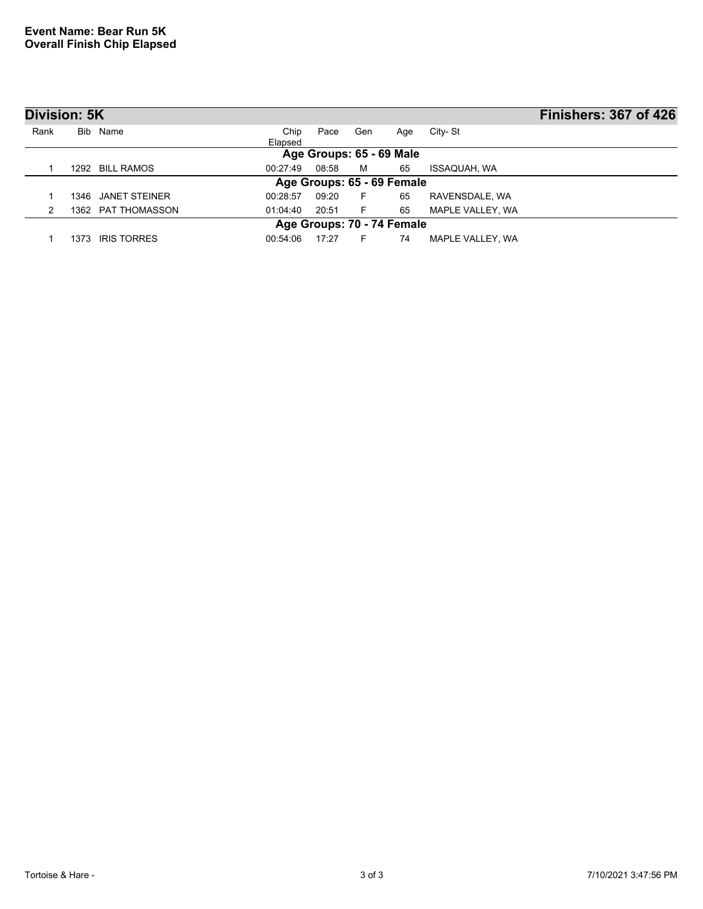**Event Name: Bear Run 5K**
**Overall Finish Chip Elapsed**

## Division: 5K

**Finishers: 367 of 426**

| Rank | Bib | Name | Chip Elapsed | Pace | Gen | Age | City- St |
|---|---|---|---|---|---|---|---|
| | | | **Age Groups: 65 - 69 Male** | | | | |
| 1 | 1292 | BILL RAMOS | 00:27:49 | 08:58 | M | 65 | ISSAQUAH, WA |
| | | | **Age Groups: 65 - 69 Female** | | | | |
| 1 | 1346 | JANET STEINER | 00:28:57 | 09:20 | F | 65 | RAVENSDALE, WA |
| 2 | 1362 | PAT THOMASSON | 01:04:40 | 20:51 | F | 65 | MAPLE VALLEY, WA |
| | | | **Age Groups: 70 - 74 Female** | | | | |
| 1 | 1373 | IRIS TORRES | 00:54:06 | 17:27 | F | 74 | MAPLE VALLEY, WA |

Tortoise & Hare -

7/10/2021 3:47:56 PM